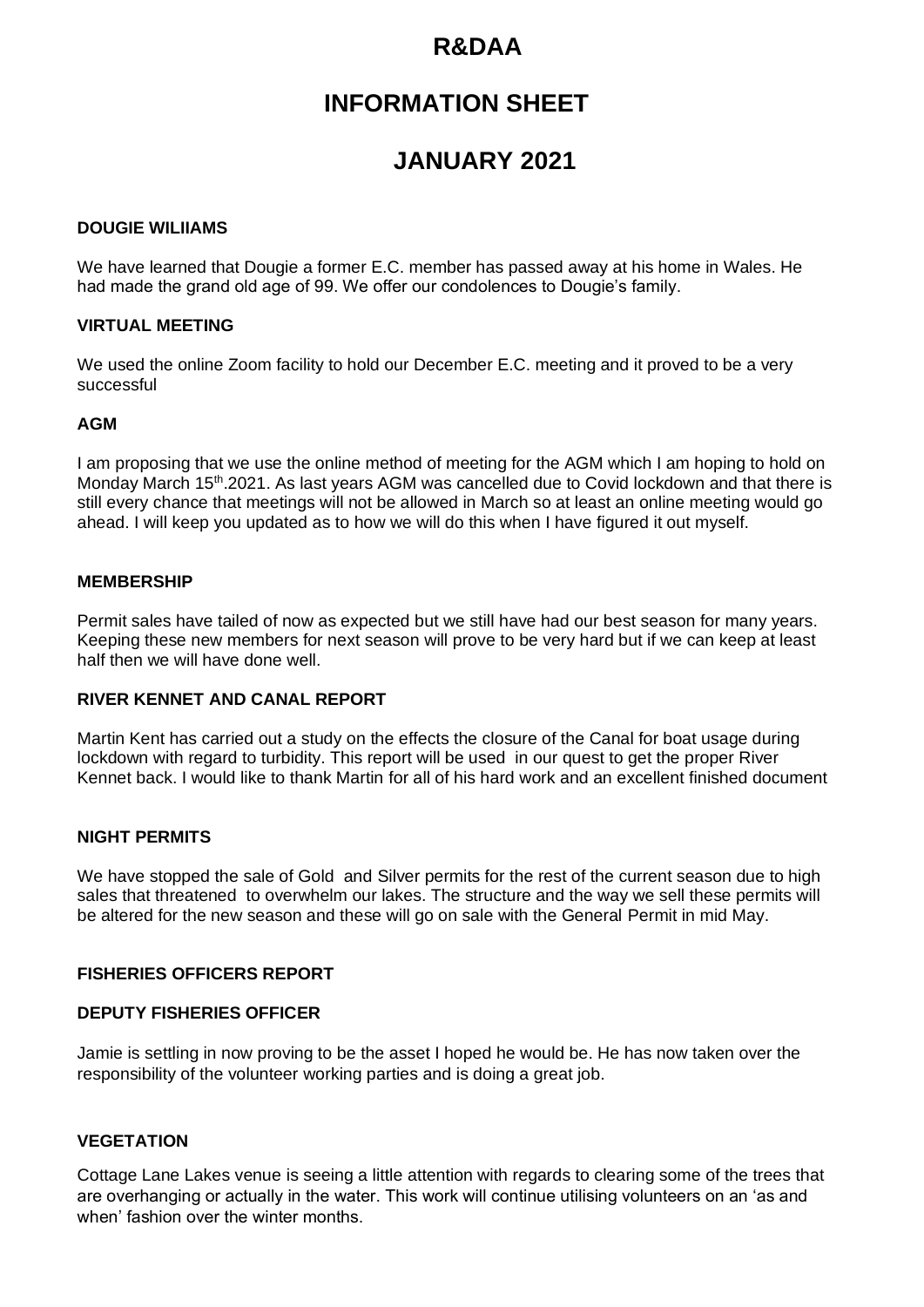# R&DAA

# INFORMATION SHEET

# JANUARY 2021

**DOUGIE WILIIAMS**

We have learned that Dougie a former E.C. member has passed away at his home in Wales. He had made the grand old age of 99. We offer our condolences to Dougie's family.

**VIRTUAL MEETING**

We used the online Zoom facility to hold our December E.C. meeting and it proved to be a very successful

**AGM**

I am proposing that we use the online method of meeting for the AGM which I am hoping to hold on Monday March 15th.2021. As last years AGM was cancelled due to Covid lockdown and that there is still every chance that meetings will not be allowed in March so at least an online meeting would go ahead. I will keep you updated as to how we will do this when I have figured it out myself.

**MEMBERSHIP**

Permit sales have tailed of now as expected but we still have had our best season for many years. Keeping these new members for next season will prove to be very hard but if we can keep at least half then we will have done well.

**RIVER KENNET AND CANAL REPORT**

Martin Kent has carried out a study on the effects the closure of the Canal for boat usage during lockdown with regard to turbidity. This report will be used in our quest to get the proper River Kennet back. I would like to thank Martin for all of his hard work and an excellent finished document

**NIGHT PERMITS**

We have stopped the sale of Gold and Silver permits for the rest of the current season due to high sales that threatened to overwhelm our lakes. The structure and the way we sell these permits will be altered for the new season and these will go on sale with the General Permit in mid May.

**FISHERIES OFFICERS REPORT**

**DEPUTY FISHERIES OFFICER**

Jamie is settling in now proving to be the asset I hoped he would be. He has now taken over the responsibility of the volunteer working parties and is doing a great job.

**VEGETATION**

Cottage Lane Lakes venue is seeing a little attention with regards to clearing some of the trees that are overhanging or actually in the water. This work will continue utilising volunteers on an 'as and when' fashion over the winter months.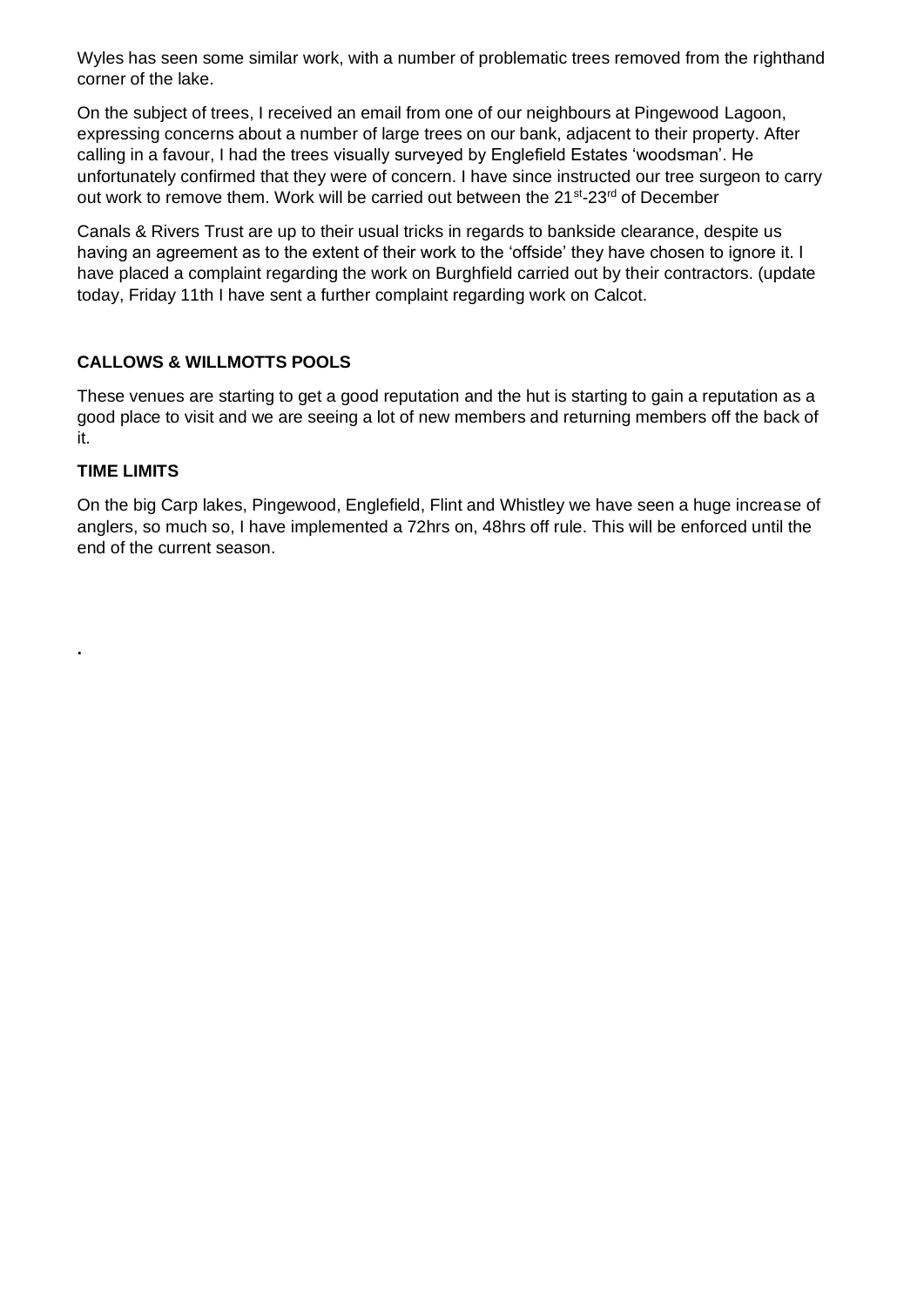Wyles has seen some similar work, with a number of problematic trees removed from the righthand corner of the lake.

On the subject of trees, I received an email from one of our neighbours at Pingewood Lagoon, expressing concerns about a number of large trees on our bank, adjacent to their property. After calling in a favour, I had the trees visually surveyed by Englefield Estates 'woodsman'. He unfortunately confirmed that they were of concern. I have since instructed our tree surgeon to carry out work to remove them. Work will be carried out between the 21st-23rd of December

Canals & Rivers Trust are up to their usual tricks in regards to bankside clearance, despite us having an agreement as to the extent of their work to the 'offside' they have chosen to ignore it. I have placed a complaint regarding the work on Burghfield carried out by their contractors. (update today, Friday 11th I have sent a further complaint regarding work on Calcot.

**CALLOWS & WILLMOTTS POOLS**

These venues are starting to get a good reputation and the hut is starting to gain a reputation as a good place to visit and we are seeing a lot of new members and returning members off the back of it.

**TIME LIMITS**

On the big Carp lakes, Pingewood, Englefield, Flint and Whistley we have seen a huge increase of anglers, so much so, I have implemented a 72hrs on, 48hrs off rule. This will be enforced until the end of the current season.

.